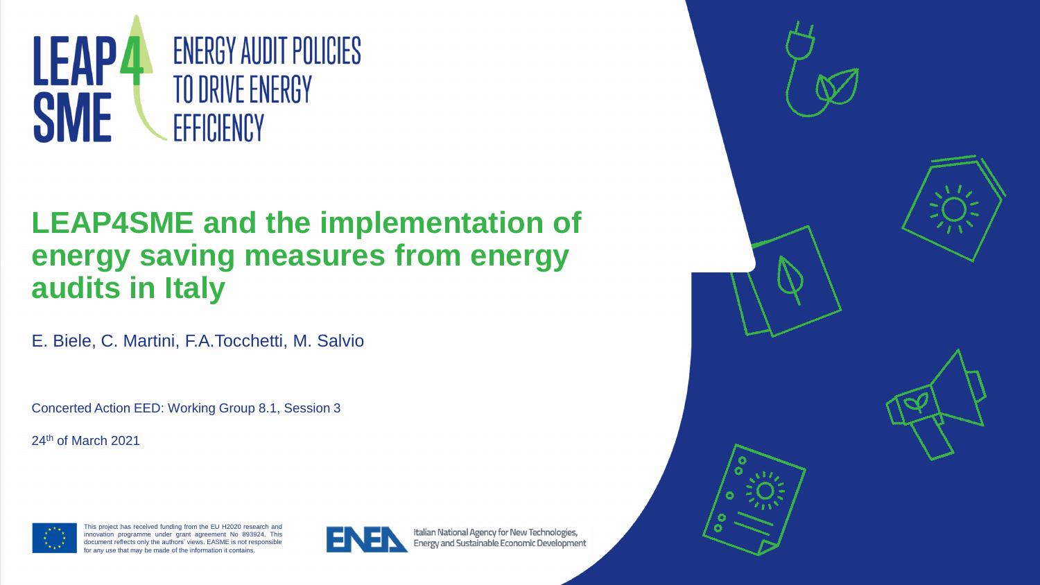LEAP4SME

ENERGY AUDIT POLICIES TO DRIVE ENERGY EFFICIENCY

# LEAP4SME and the implementation of energy saving measures from energy audits in Italy

E. Biele, C. Martini, F.A.Tocchetti, M. Salvio

Concerted Action EED: Working Group 8.1, Session 3

24th of March 2021

This project has received funding from the EU H2020 research and innovation programme under grant agreement No 893924. This document reflects only the authors' views. EASME is not responsible for any use that may be made of the information it contains.

ENEA Italian National Agency for New Technologies, Energy and Sustainable Economic Development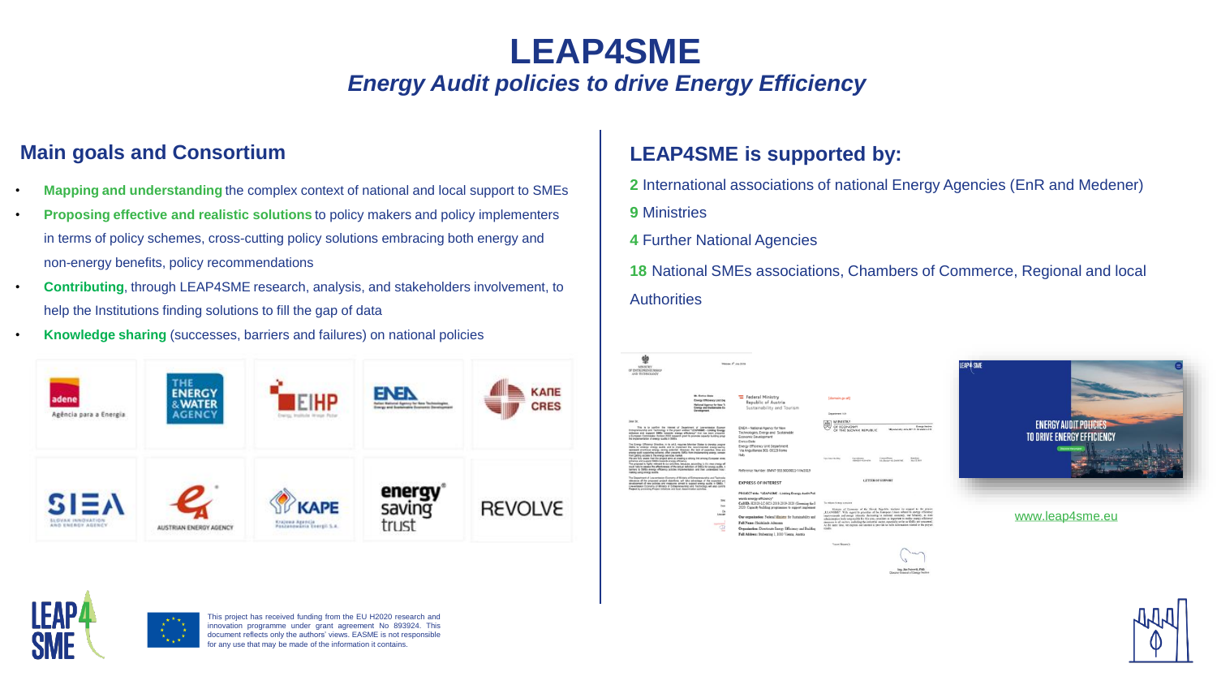# LEAP4SME

*Energy Audit policies to drive Energy Efficiency*

## Main goals and Consortium

- **Mapping and understanding** the complex context of national and local support to SMEs
- **Proposing effective and realistic solutions** to policy makers and policy implementers in terms of policy schemes, cross-cutting policy solutions embracing both energy and non-energy benefits, policy recommendations
- **Contributing**, through LEAP4SME research, analysis, and stakeholders involvement, to help the Institutions finding solutions to fill the gap of data
- **Knowledge sharing** (successes, barriers and failures) on national policies

## LEAP4SME is supported by:

**2** International associations of national Energy Agencies (EnR and Medener)

**9** Ministries

**4** Further National Agencies

**18** National SMEs associations, Chambers of Commerce, Regional and local Authorities

www.leap4sme.eu

This project has received funding from the EU H2020 research and innovation programme under grant agreement No 893924. This document reflects only the authors' views. EASME is not responsible for any use that may be made of the information it contains.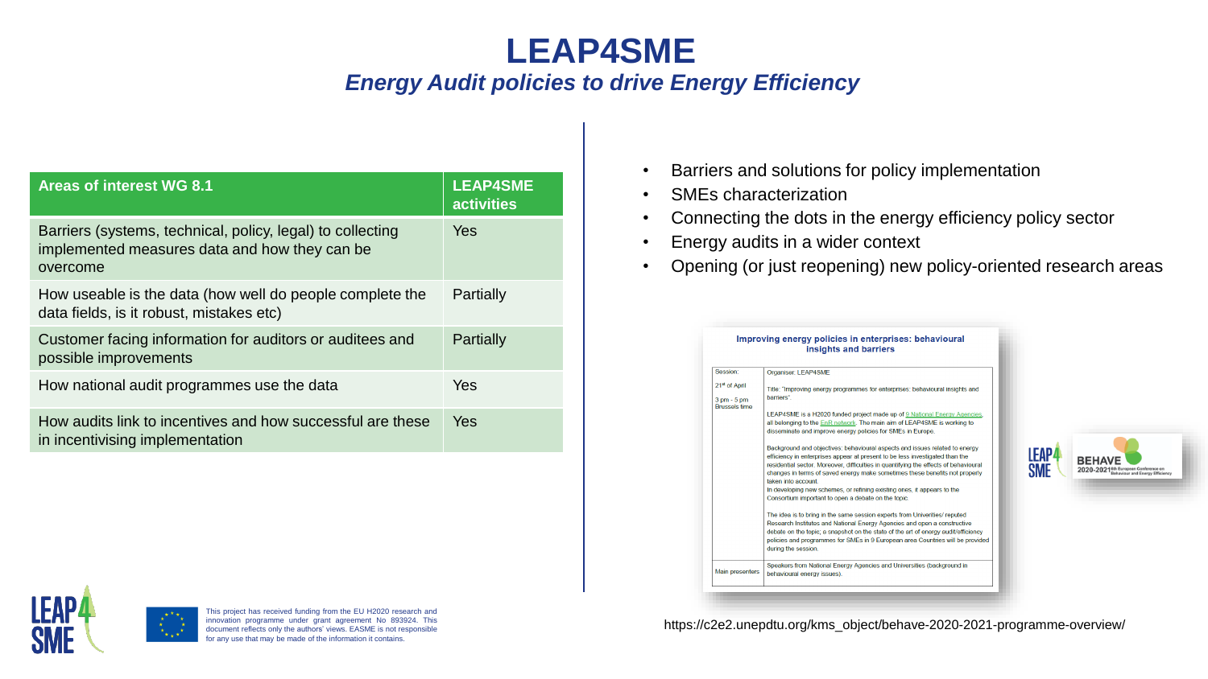# LEAP4SME

## *Energy Audit policies to drive Energy Efficiency*

| Areas of interest WG 8.1 | LEAP4SME activities |
| --- | --- |
| Barriers (systems, technical, policy, legal) to collecting implemented measures data and how they can be overcome | Yes |
| How useable is the data (how well do people complete the data fields, is it robust, mistakes etc) | Partially |
| Customer facing information for auditors or auditees and possible improvements | Partially |
| How national audit programmes use the data | Yes |
| How audits link to incentives and how successful are these in incentivising implementation | Yes |

- Barriers and solutions for policy implementation
- SMEs characterization
- Connecting the dots in the energy efficiency policy sector
- Energy audits in a wider context
- Opening (or just reopening) new policy-oriented research areas

**Improving energy policies in enterprises: behavioural insights and barriers**

| Session: 21st of April 3 pm - 5 pm Brussels time | Organiser: LEAP4SME<br><br>Title: "Improving energy programmes for enterprises: behavioural insights and barriers".<br><br>LEAP4SME is a H2020 funded project made up of 9 National Energy Agencies, all belonging to the EnR network. The main aim of LEAP4SME is working to disseminate and improve energy policies for SMEs in Europe.<br><br>Background and objectives: behavioural aspects and issues related to energy efficiency in enterprises appear at present to be less investigated than the residential sector. Moreover, difficulties in quantifying the effects of behavioural changes in terms of saved energy make sometimes these benefits not properly taken into account.<br>In developing new schemes, or refining existing ones, it appears to the Consortium important to open a debate on the topic.<br><br>The idea is to bring in the same session experts from Univerities/ reputed Research Institutes and National Energy Agencies and open a constructive debate on the topic; a snapshot on the state of the art of energy audit/efficiency policies and programmes for SMEs in 9 European area Countries will be provided during the session. |
| --- | --- |
| Main presenters | Speakers from National Energy Agencies and Universities (background in behavioural energy issues). |

BEHAVE 2020-2021 6th European Conference on Behaviour and Energy Efficiency

https://c2e2.unepdtu.org/kms_object/behave-2020-2021-programme-overview/

This project has received funding from the EU H2020 research and innovation programme under grant agreement No 893924. This document reflects only the authors' views. EASME is not responsible for any use that may be made of the information it contains.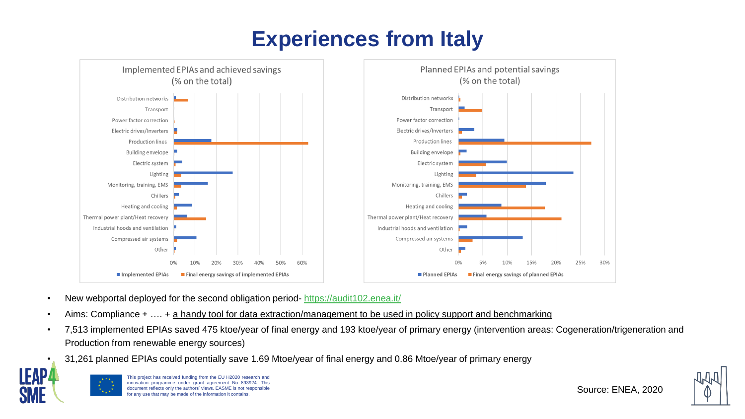# Experiences from Italy

**Implemented EPIAs and achieved savings (% on the total)**

Categories: Distribution networks, Transport, Power factor correction, Electric drives/Inverters, Production lines, Building envelope, Electric system, Lighting, Monitoring, training, EMS, Chillers, Heating and cooling, Thermal power plant/Heat recovery, Industrial hoods and ventilation, Compressed air systems, Other

Legend: Implemented EPIAs; Final energy savings of implemented EPIAs

**Planned EPIAs and potential savings (% on the total)**

Categories: Distribution networks, Transport, Power factor correction, Electric drives/Inverters, Production lines, Building envelope, Electric system, Lighting, Monitoring, training, EMS, Chillers, Heating and cooling, Thermal power plant/Heat recovery, Industrial hoods and ventilation, Compressed air systems, Other

Legend: Planned EPIAs; Final energy savings of planned EPIAs

- New webportal deployed for the second obligation period- https://audit102.enea.it/
- Aims: Compliance + …. + a handy tool for data extraction/management to be used in policy support and benchmarking
- 7,513 implemented EPIAs saved 475 ktoe/year of final energy and 193 ktoe/year of primary energy (intervention areas: Cogeneration/trigeneration and Production from renewable energy sources)
- 31,261 planned EPIAs could potentially save 1.69 Mtoe/year of final energy and 0.86 Mtoe/year of primary energy

This project has received funding from the EU H2020 research and innovation programme under grant agreement No 893924. This document reflects only the authors' views. EASME is not responsible for any use that may be made of the information it contains.

Source: ENEA, 2020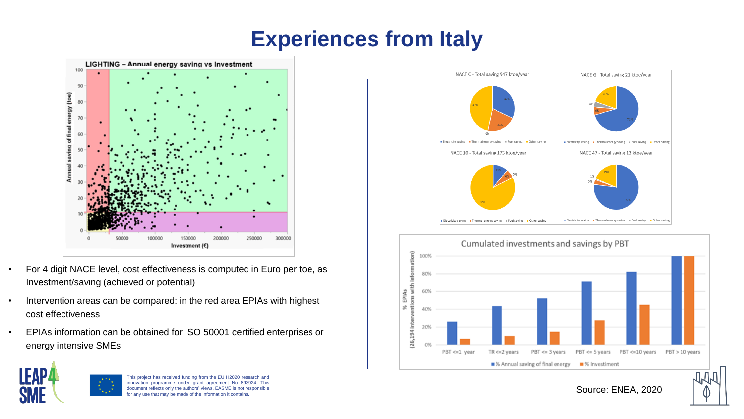# Experiences from Italy

- For 4 digit NACE level, cost effectiveness is computed in Euro per toe, as Investment/saving (achieved or potential)
- Intervention areas can be compared: in the red area EPIAs with highest cost effectiveness
- EPIAs information can be obtained for ISO 50001 certified enterprises or energy intensive SMEs

Source: ENEA, 2020

This project has received funding from the EU H2020 research and innovation programme under grant agreement No 893924. This document reflects only the authors' views. EASME is not responsible for any use that may be made of the information it contains.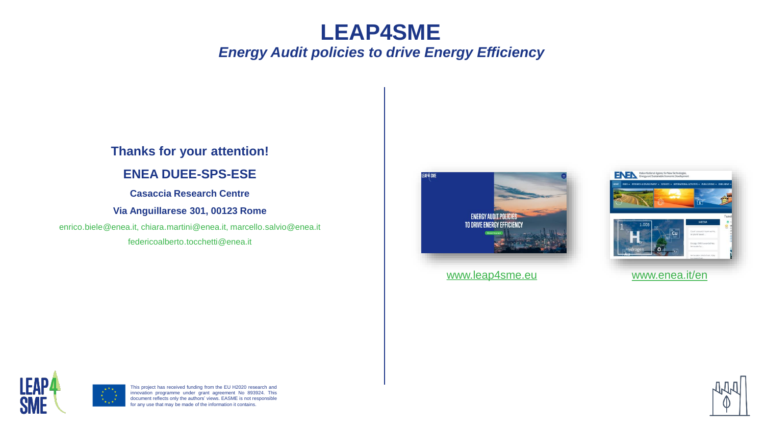# LEAP4SME

***Energy Audit policies to drive Energy Efficiency***

**Thanks for your attention!**

**ENEA DUEE-SPS-ESE**

**Casaccia Research Centre**

**Via Anguillarese 301, 00123 Rome**

enrico.biele@enea.it, chiara.martini@enea.it, marcello.salvio@enea.it

federicoalberto.tocchetti@enea.it

www.leap4sme.eu

www.enea.it/en

This project has received funding from the EU H2020 research and innovation programme under grant agreement No 893924. This document reflects only the authors' views. EASME is not responsible for any use that may be made of the information it contains.